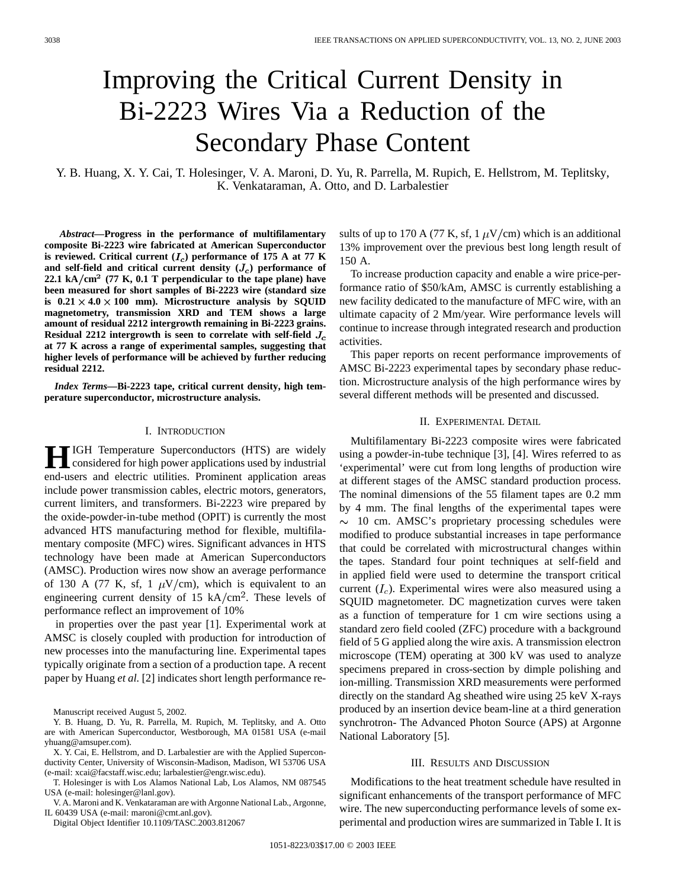# Improving the Critical Current Density in Bi-2223 Wires Via a Reduction of the Secondary Phase Content

Y. B. Huang, X. Y. Cai, T. Holesinger, V. A. Maroni, D. Yu, R. Parrella, M. Rupich, E. Hellstrom, M. Teplitsky, K. Venkataraman, A. Otto, and D. Larbalestier

***Abstract*—Progress in the performance of multifilamentary composite Bi-2223 wire fabricated at American Superconductor is reviewed. Critical current ($I_c$) performance of 175 A at 77 K and self-field and critical current density ($J_c$) performance of 22.1 $kA/cm^2$ (77 K, 0.1 T perpendicular to the tape plane) have been measured for short samples of Bi-2223 wire (standard size is $0.21 \times 4.0 \times 100$ mm). Microstructure analysis by SQUID magnetometry, transmission XRD and TEM shows a large amount of residual 2212 intergrowth remaining in Bi-2223 grains. Residual 2212 intergrowth is seen to correlate with self-field $J_c$ at 77 K across a range of experimental samples, suggesting that higher levels of performance will be achieved by further reducing residual 2212.**

***Index Terms*—Bi-2223 tape, critical current density, high temperature superconductor, microstructure analysis.**

## I. Introduction

HIGH Temperature Superconductors (HTS) are widely considered for high power applications used by industrial end-users and electric utilities. Prominent application areas include power transmission cables, electric motors, generators, current limiters, and transformers. Bi-2223 wire prepared by the oxide-powder-in-tube method (OPIT) is currently the most advanced HTS manufacturing method for flexible, multifilamentary composite (MFC) wires. Significant advances in HTS technology have been made at American Superconductors (AMSC). Production wires now show an average performance of 130 A (77 K, sf, 1 $\mu V/cm$), which is equivalent to an engineering current density of 15 $kA/cm^2$. These levels of performance reflect an improvement of 10% in properties over the past year [1]. Experimental work at AMSC is closely coupled with production for introduction of new processes into the manufacturing line. Experimental tapes typically originate from a section of a production tape. A recent paper by Huang *et al.* [2] indicates short length performance results of up to 170 A (77 K, sf, 1 $\mu V/cm$) which is an additional 13% improvement over the previous best long length result of 150 A.

To increase production capacity and enable a wire price-performance ratio of \$50/kAm, AMSC is currently establishing a new facility dedicated to the manufacture of MFC wire, with an ultimate capacity of 2 Mm/year. Wire performance levels will continue to increase through integrated research and production activities.

This paper reports on recent performance improvements of AMSC Bi-2223 experimental tapes by secondary phase reduction. Microstructure analysis of the high performance wires by several different methods will be presented and discussed.

## II. Experimental Detail

Multifilamentary Bi-2223 composite wires were fabricated using a powder-in-tube technique [3], [4]. Wires referred to as 'experimental' were cut from long lengths of production wire at different stages of the AMSC standard production process. The nominal dimensions of the 55 filament tapes are 0.2 mm by 4 mm. The final lengths of the experimental tapes were $\sim$ 10 cm. AMSC's proprietary processing schedules were modified to produce substantial increases in tape performance that could be correlated with microstructural changes within the tapes. Standard four point techniques at self-field and in applied field were used to determine the transport critical current ($I_c$). Experimental wires were also measured using a SQUID magnetometer. DC magnetization curves were taken as a function of temperature for 1 cm wire sections using a standard zero field cooled (ZFC) procedure with a background field of 5 G applied along the wire axis. A transmission electron microscope (TEM) operating at 300 kV was used to analyze specimens prepared in cross-section by dimple polishing and ion-milling. Transmission XRD measurements were performed directly on the standard Ag sheathed wire using 25 keV X-rays produced by an insertion device beam-line at a third generation synchrotron- The Advanced Photon Source (APS) at Argonne National Laboratory [5].

## III. Results and Discussion

Modifications to the heat treatment schedule have resulted in significant enhancements of the transport performance of MFC wire. The new superconducting performance levels of some experimental and production wires are summarized in Table I. It is

Manuscript received August 5, 2002.

Y. B. Huang, D. Yu, R. Parrella, M. Rupich, M. Teplitsky, and A. Otto are with American Superconductor, Westborough, MA 01581 USA (e-mail yhuang@amsuper.com).

X. Y. Cai, E. Hellstrom, and D. Larbalestier are with the Applied Superconductivity Center, University of Wisconsin-Madison, Madison, WI 53706 USA (e-mail: xcai@facstaff.wisc.edu; larbalestier@engr.wisc.edu).

T. Holesinger is with Los Alamos National Lab, Los Alamos, NM 087545 USA (e-mail: holesinger@lanl.gov).

V. A. Maroni and K. Venkataraman are with Argonne National Lab., Argonne, IL 60439 USA (e-mail: maroni@cmt.anl.gov).

Digital Object Identifier 10.1109/TASC.2003.812067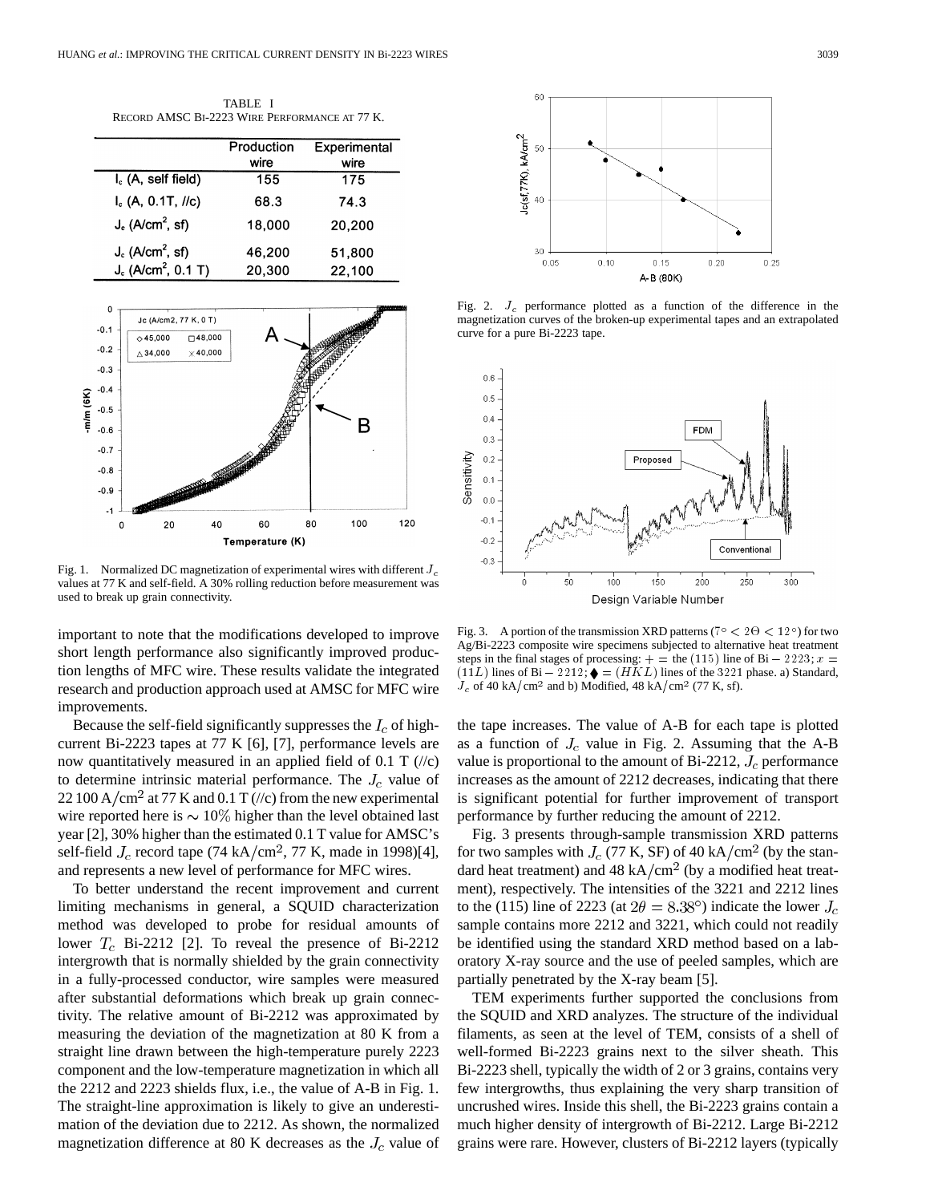TABLE I
RECORD AMSC BI-2223 WIRE PERFORMANCE AT 77 K.

| | Production wire | Experimental wire |
|---|---|---|
| $I_c$ (A, self field) | 155 | 175 |
| $I_c$ (A, 0.1T, //c) | 68.3 | 74.3 |
| $J_e$ (A/cm$^2$, sf) | 18,000 | 20,200 |
| $J_c$ (A/cm$^2$, sf) | 46,200 | 51,800 |
| $J_c$ (A/cm$^2$, 0.1 T) | 20,300 | 22,100 |

Fig. 1. Normalized DC magnetization of experimental wires with different $J_c$ values at 77 K and self-field. A 30% rolling reduction before measurement was used to break up grain connectivity.

Fig. 2. $J_c$ performance plotted as a function of the difference in the magnetization curves of the broken-up experimental tapes and an extrapolated curve for a pure Bi-2223 tape.

Fig. 3. A portion of the transmission XRD patterns ($7° < 2\Theta < 12°$) for two Ag/Bi-2223 composite wire specimens subjected to alternative heat treatment steps in the final stages of processing: + = the (115) line of Bi − 2223; $x$ = (11$L$) lines of Bi − 2212; ♦ = ($HKL$) lines of the 3221 phase. a) Standard, $J_c$ of 40 kA/cm$^2$ and b) Modified, 48 kA/cm$^2$ (77 K, sf).

important to note that the modifications developed to improve short length performance also significantly improved production lengths of MFC wire. These results validate the integrated research and production approach used at AMSC for MFC wire improvements.

Because the self-field significantly suppresses the $I_c$ of high-current Bi-2223 tapes at 77 K [6], [7], performance levels are now quantitatively measured in an applied field of 0.1 T (//c) to determine intrinsic material performance. The $J_c$ value of 22 100 A/cm$^2$ at 77 K and 0.1 T (//c) from the new experimental wire reported here is $\sim 10\%$ higher than the level obtained last year [2], 30% higher than the estimated 0.1 T value for AMSC's self-field $J_c$ record tape (74 kA/cm$^2$, 77 K, made in 1998)[4], and represents a new level of performance for MFC wires.

To better understand the recent improvement and current limiting mechanisms in general, a SQUID characterization method was developed to probe for residual amounts of lower $T_c$ Bi-2212 [2]. To reveal the presence of Bi-2212 intergrowth that is normally shielded by the grain connectivity in a fully-processed conductor, wire samples were measured after substantial deformations which break up grain connectivity. The relative amount of Bi-2212 was approximated by measuring the deviation of the magnetization at 80 K from a straight line drawn between the high-temperature purely 2223 component and the low-temperature magnetization in which all the 2212 and 2223 shields flux, i.e., the value of A-B in Fig. 1. The straight-line approximation is likely to give an underestimation of the deviation due to 2212. As shown, the normalized magnetization difference at 80 K decreases as the $J_c$ value of the tape increases. The value of A-B for each tape is plotted as a function of $J_c$ value in Fig. 2. Assuming that the A-B value is proportional to the amount of Bi-2212, $J_c$ performance increases as the amount of 2212 decreases, indicating that there is significant potential for further improvement of transport performance by further reducing the amount of 2212.

Fig. 3 presents through-sample transmission XRD patterns for two samples with $J_c$ (77 K, SF) of 40 kA/cm$^2$ (by the standard heat treatment) and 48 kA/cm$^2$ (by a modified heat treatment), respectively. The intensities of the 3221 and 2212 lines to the (115) line of 2223 (at $2\theta = 8.38°$) indicate the lower $J_c$ sample contains more 2212 and 3221, which could not readily be identified using the standard XRD method based on a laboratory X-ray source and the use of peeled samples, which are partially penetrated by the X-ray beam [5].

TEM experiments further supported the conclusions from the SQUID and XRD analyzes. The structure of the individual filaments, as seen at the level of TEM, consists of a shell of well-formed Bi-2223 grains next to the silver sheath. This Bi-2223 shell, typically the width of 2 or 3 grains, contains very few intergrowths, thus explaining the very sharp transition of uncrushed wires. Inside this shell, the Bi-2223 grains contain a much higher density of intergrowth of Bi-2212. Large Bi-2212 grains were rare. However, clusters of Bi-2212 layers (typically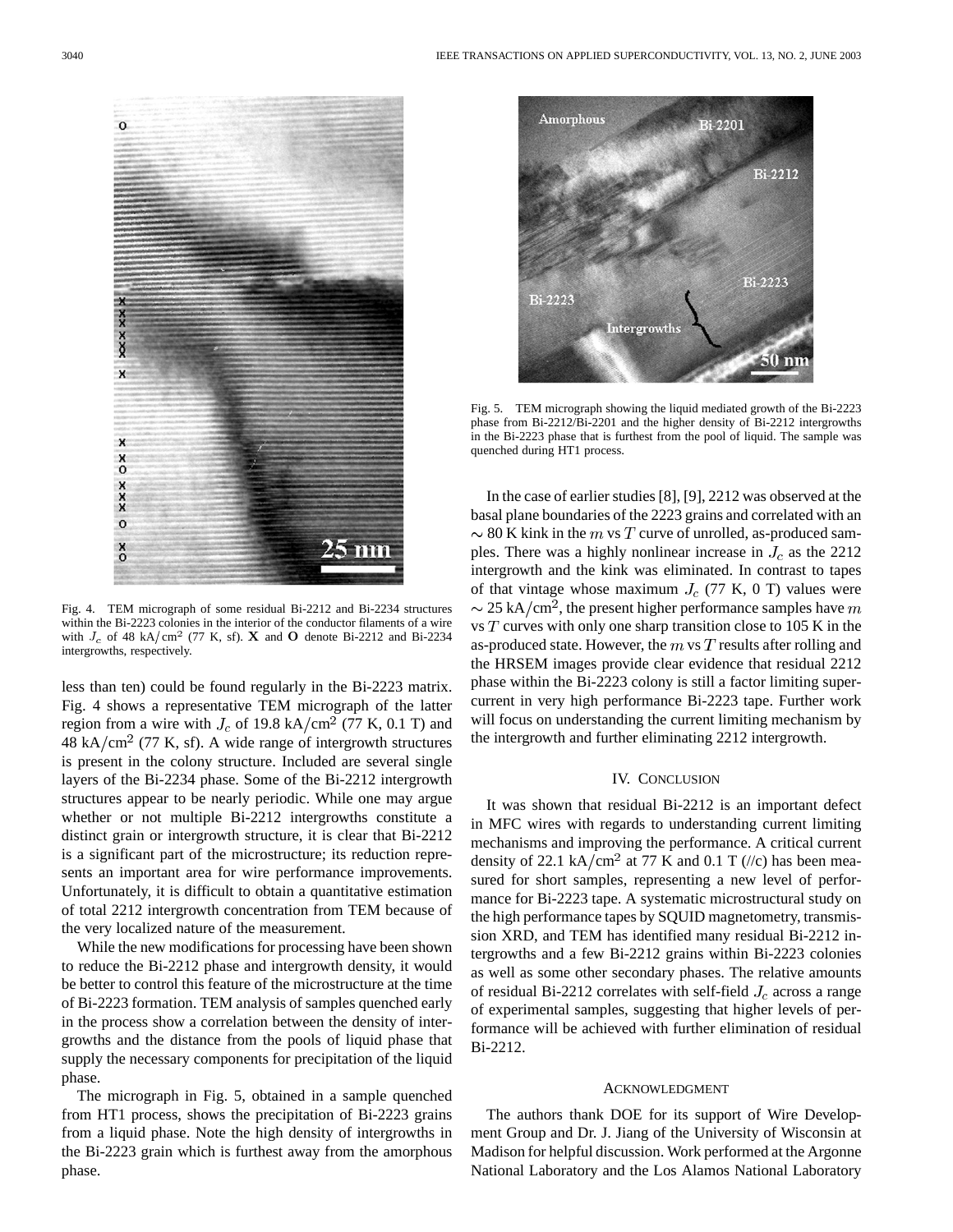Fig. 4. TEM micrograph of some residual Bi-2212 and Bi-2234 structures within the Bi-2223 colonies in the interior of the conductor filaments of a wire with $J_c$ of 48 kA/cm$^2$ (77 K, sf). **X** and **O** denote Bi-2212 and Bi-2234 intergrowths, respectively.

less than ten) could be found regularly in the Bi-2223 matrix. Fig. 4 shows a representative TEM micrograph of the latter region from a wire with $J_c$ of 19.8 kA/cm$^2$ (77 K, 0.1 T) and 48 kA/cm$^2$ (77 K, sf). A wide range of intergrowth structures is present in the colony structure. Included are several single layers of the Bi-2234 phase. Some of the Bi-2212 intergrowth structures appear to be nearly periodic. While one may argue whether or not multiple Bi-2212 intergrowths constitute a distinct grain or intergrowth structure, it is clear that Bi-2212 is a significant part of the microstructure; its reduction represents an important area for wire performance improvements. Unfortunately, it is difficult to obtain a quantitative estimation of total 2212 intergrowth concentration from TEM because of the very localized nature of the measurement.

While the new modifications for processing have been shown to reduce the Bi-2212 phase and intergrowth density, it would be better to control this feature of the microstructure at the time of Bi-2223 formation. TEM analysis of samples quenched early in the process show a correlation between the density of intergrowths and the distance from the pools of liquid phase that supply the necessary components for precipitation of the liquid phase.

The micrograph in Fig. 5, obtained in a sample quenched from HT1 process, shows the precipitation of Bi-2223 grains from a liquid phase. Note the high density of intergrowths in the Bi-2223 grain which is furthest away from the amorphous phase.

Fig. 5. TEM micrograph showing the liquid mediated growth of the Bi-2223 phase from Bi-2212/Bi-2201 and the higher density of Bi-2212 intergrowths in the Bi-2223 phase that is furthest from the pool of liquid. The sample was quenched during HT1 process.

In the case of earlier studies [8], [9], 2212 was observed at the basal plane boundaries of the 2223 grains and correlated with an $\sim$ 80 K kink in the $m$ vs $T$ curve of unrolled, as-produced samples. There was a highly nonlinear increase in $J_c$ as the 2212 intergrowth and the kink was eliminated. In contrast to tapes of that vintage whose maximum $J_c$ (77 K, 0 T) values were $\sim$ 25 kA/cm$^2$, the present higher performance samples have $m$ vs $T$ curves with only one sharp transition close to 105 K in the as-produced state. However, the $m$ vs $T$ results after rolling and the HRSEM images provide clear evidence that residual 2212 phase within the Bi-2223 colony is still a factor limiting supercurrent in very high performance Bi-2223 tape. Further work will focus on understanding the current limiting mechanism by the intergrowth and further eliminating 2212 intergrowth.

## IV. Conclusion

It was shown that residual Bi-2212 is an important defect in MFC wires with regards to understanding current limiting mechanisms and improving the performance. A critical current density of 22.1 kA/cm$^2$ at 77 K and 0.1 T (//c) has been measured for short samples, representing a new level of performance for Bi-2223 tape. A systematic microstructural study on the high performance tapes by SQUID magnetometry, transmission XRD, and TEM has identified many residual Bi-2212 intergrowths and a few Bi-2212 grains within Bi-2223 colonies as well as some other secondary phases. The relative amounts of residual Bi-2212 correlates with self-field $J_c$ across a range of experimental samples, suggesting that higher levels of performance will be achieved with further elimination of residual Bi-2212.

## Acknowledgment

The authors thank DOE for its support of Wire Development Group and Dr. J. Jiang of the University of Wisconsin at Madison for helpful discussion. Work performed at the Argonne National Laboratory and the Los Alamos National Laboratory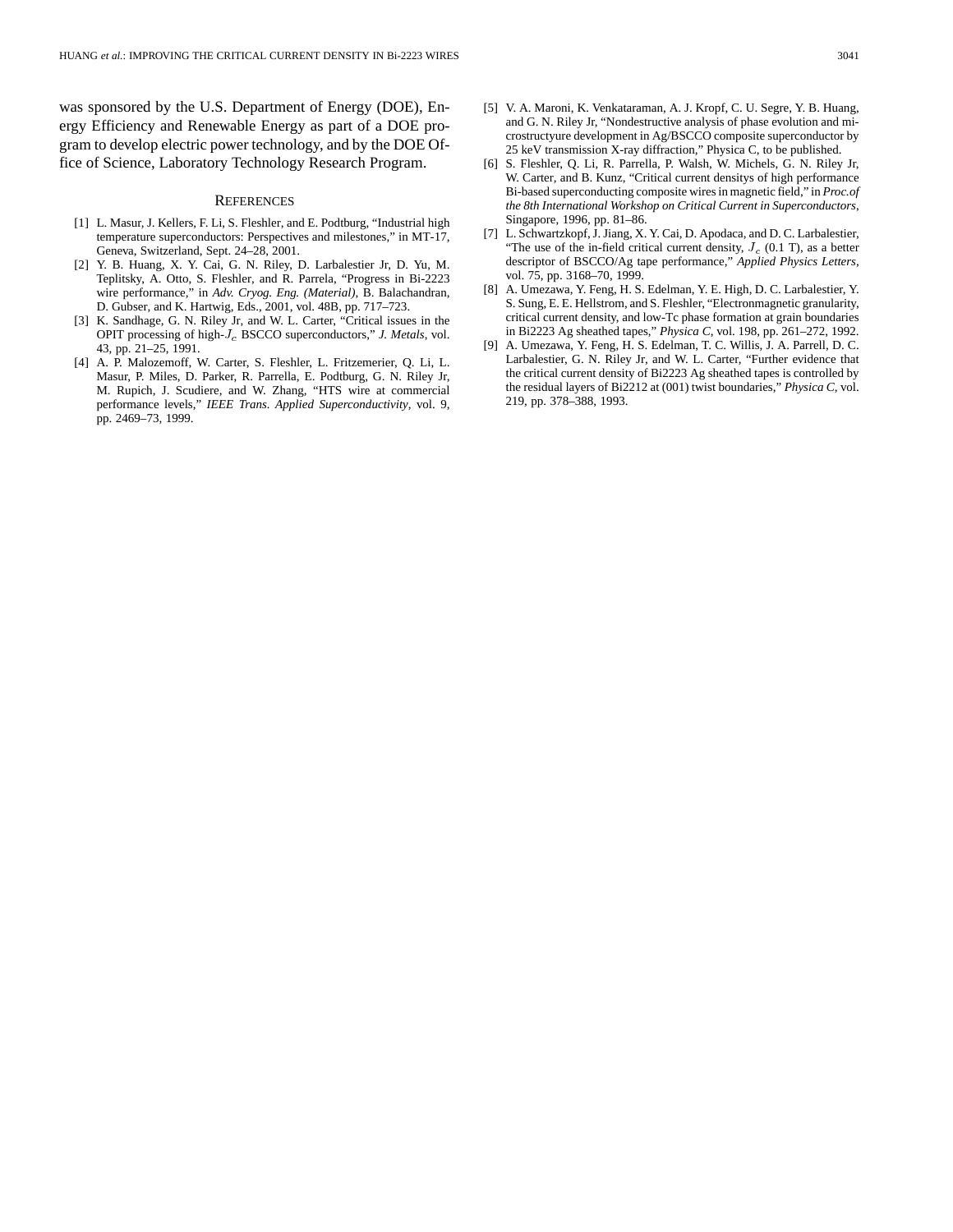was sponsored by the U.S. Department of Energy (DOE), Energy Efficiency and Renewable Energy as part of a DOE program to develop electric power technology, and by the DOE Office of Science, Laboratory Technology Research Program.

## References

[1] L. Masur, J. Kellers, F. Li, S. Fleshler, and E. Podtburg, “Industrial high temperature superconductors: Perspectives and milestones,” in MT-17, Geneva, Switzerland, Sept. 24–28, 2001.

[2] Y. B. Huang, X. Y. Cai, G. N. Riley, D. Larbalestier Jr, D. Yu, M. Teplitsky, A. Otto, S. Fleshler, and R. Parrela, “Progress in Bi-2223 wire performance,” in *Adv. Cryog. Eng. (Material)*, B. Balachandran, D. Gubser, and K. Hartwig, Eds., 2001, vol. 48B, pp. 717–723.

[3] K. Sandhage, G. N. Riley Jr, and W. L. Carter, “Critical issues in the OPIT processing of high-$J_c$ BSCCO superconductors,” *J. Metals*, vol. 43, pp. 21–25, 1991.

[4] A. P. Malozemoff, W. Carter, S. Fleshler, L. Fritzemerier, Q. Li, L. Masur, P. Miles, D. Parker, R. Parrella, E. Podtburg, G. N. Riley Jr, M. Rupich, J. Scudiere, and W. Zhang, “HTS wire at commercial performance levels,” *IEEE Trans. Applied Superconductivity*, vol. 9, pp. 2469–73, 1999.

[5] V. A. Maroni, K. Venkataraman, A. J. Kropf, C. U. Segre, Y. B. Huang, and G. N. Riley Jr, “Nondestructive analysis of phase evolution and microstructyure development in Ag/BSCCO composite superconductor by 25 keV transmission X-ray diffraction,” Physica C, to be published.

[6] S. Fleshler, Q. Li, R. Parrella, P. Walsh, W. Michels, G. N. Riley Jr, W. Carter, and B. Kunz, “Critical current densitys of high performance Bi-based superconducting composite wires in magnetic field,” in *Proc.of the 8th International Workshop on Critical Current in Superconductors*, Singapore, 1996, pp. 81–86.

[7] L. Schwartzkopf, J. Jiang, X. Y. Cai, D. Apodaca, and D. C. Larbalestier, “The use of the in-field critical current density, $J_c$ (0.1 T), as a better descriptor of BSCCO/Ag tape performance,” *Applied Physics Letters*, vol. 75, pp. 3168–70, 1999.

[8] A. Umezawa, Y. Feng, H. S. Edelman, Y. E. High, D. C. Larbalestier, Y. S. Sung, E. E. Hellstrom, and S. Fleshler, “Electronmagnetic granularity, critical current density, and low-Tc phase formation at grain boundaries in Bi2223 Ag sheathed tapes,” *Physica C*, vol. 198, pp. 261–272, 1992.

[9] A. Umezawa, Y. Feng, H. S. Edelman, T. C. Willis, J. A. Parrell, D. C. Larbalestier, G. N. Riley Jr, and W. L. Carter, “Further evidence that the critical current density of Bi2223 Ag sheathed tapes is controlled by the residual layers of Bi2212 at (001) twist boundaries,” *Physica C*, vol. 219, pp. 378–388, 1993.